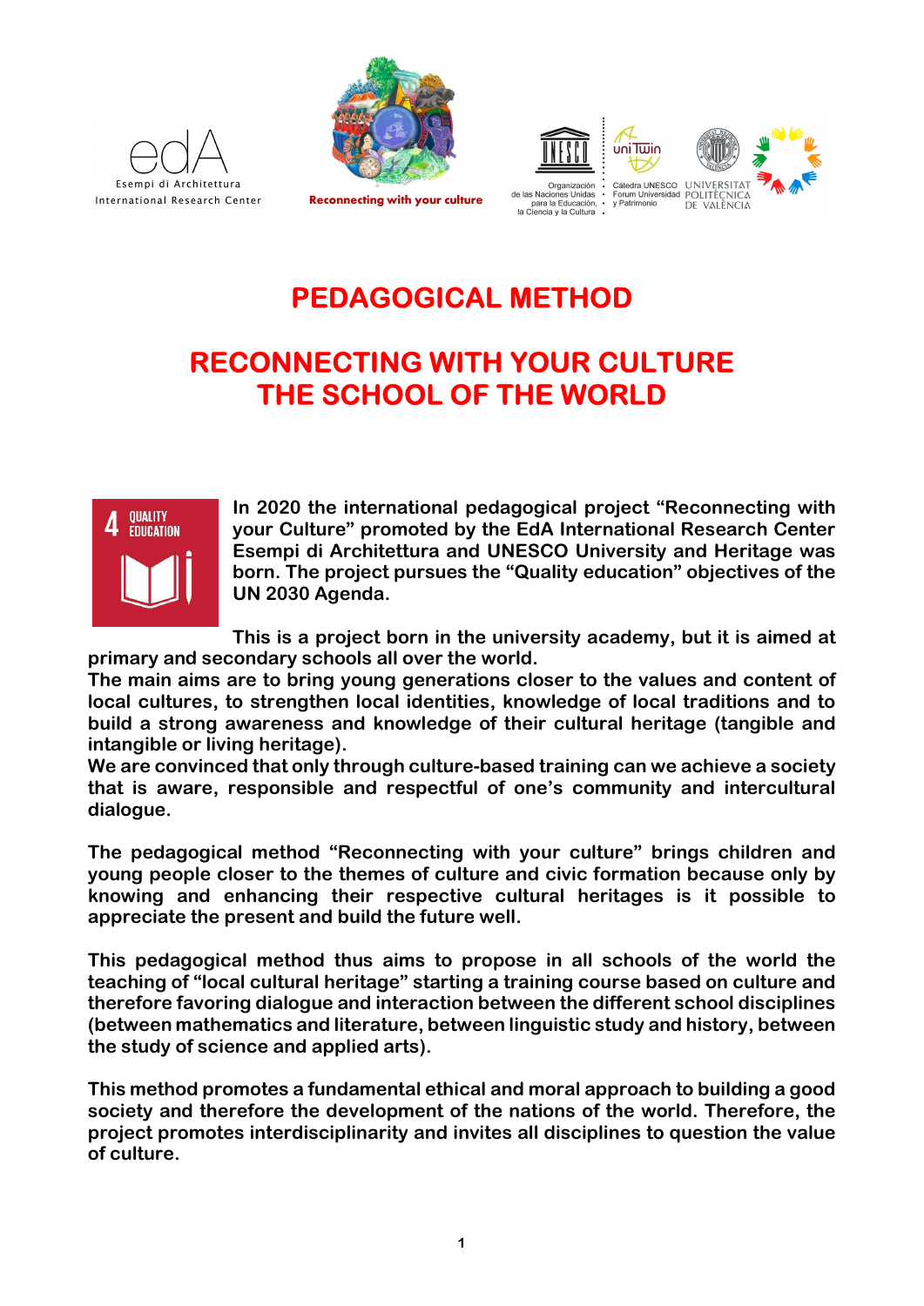edA
Esempi di Architettura
International Research Center

Reconnecting with your culture

Organización de las Naciones Unidas para la Educación, la Ciencia y la Cultura

Cátedra UNESCO Forum Universidad y Patrimonio

UNIVERSITAT POLITÈCNICA DE VALÈNCIA

# PEDAGOGICAL METHOD

# RECONNECTING WITH YOUR CULTURE
# THE SCHOOL OF THE WORLD

4 QUALITY EDUCATION

**In 2020 the international pedagogical project "Reconnecting with your Culture" promoted by the EdA International Research Center Esempi di Architettura and UNESCO University and Heritage was born. The project pursues the "Quality education" objectives of the UN 2030 Agenda.**

**This is a project born in the university academy, but it is aimed at primary and secondary schools all over the world.**
**The main aims are to bring young generations closer to the values and content of local cultures, to strengthen local identities, knowledge of local traditions and to build a strong awareness and knowledge of their cultural heritage (tangible and intangible or living heritage).**
**We are convinced that only through culture-based training can we achieve a society that is aware, responsible and respectful of one's community and intercultural dialogue.**

**The pedagogical method "Reconnecting with your culture" brings children and young people closer to the themes of culture and civic formation because only by knowing and enhancing their respective cultural heritages is it possible to appreciate the present and build the future well.**

**This pedagogical method thus aims to propose in all schools of the world the teaching of "local cultural heritage" starting a training course based on culture and therefore favoring dialogue and interaction between the different school disciplines (between mathematics and literature, between linguistic study and history, between the study of science and applied arts).**

**This method promotes a fundamental ethical and moral approach to building a good society and therefore the development of the nations of the world. Therefore, the project promotes interdisciplinarity and invites all disciplines to question the value of culture.**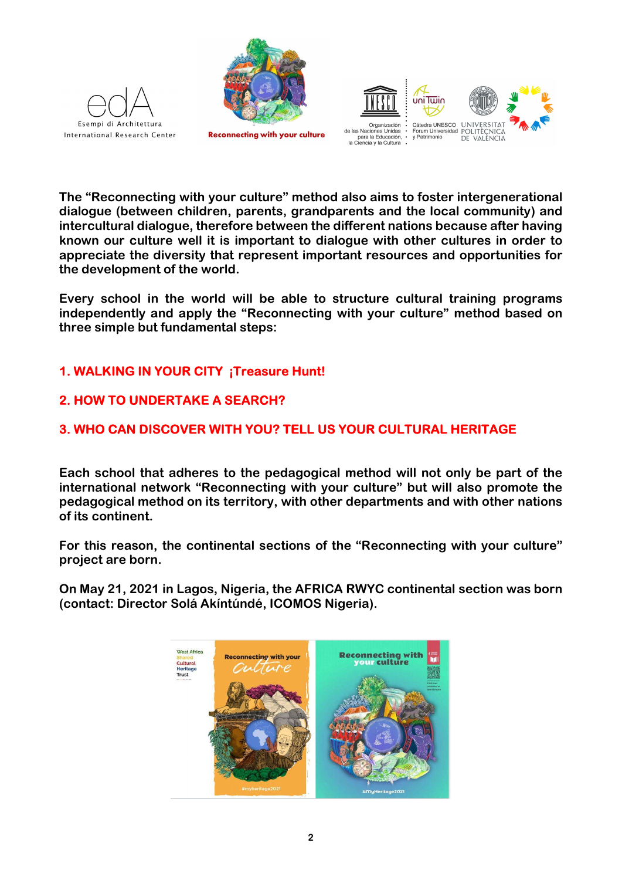The “Reconnecting with your culture” method also aims to foster intergenerational dialogue (between children, parents, grandparents and the local community) and intercultural dialogue, therefore between the different nations because after having known our culture well it is important to dialogue with other cultures in order to appreciate the diversity that represent important resources and opportunities for the development of the world.

Every school in the world will be able to structure cultural training programs independently and apply the “Reconnecting with your culture” method based on three simple but fundamental steps:

1. **WALKING IN YOUR CITY ¡Treasure Hunt!**

2. **HOW TO UNDERTAKE A SEARCH?**

3. **WHO CAN DISCOVER WITH YOU? TELL US YOUR CULTURAL HERITAGE**

Each school that adheres to the pedagogical method will not only be part of the international network “Reconnecting with your culture” but will also promote the pedagogical method on its territory, with other departments and with other nations of its continent.

For this reason, the continental sections of the “Reconnecting with your culture” project are born.

On May 21, 2021 in Lagos, Nigeria, the AFRICA RWYC continental section was born (contact: Director Solá Akíntúndé, ICOMOS Nigeria).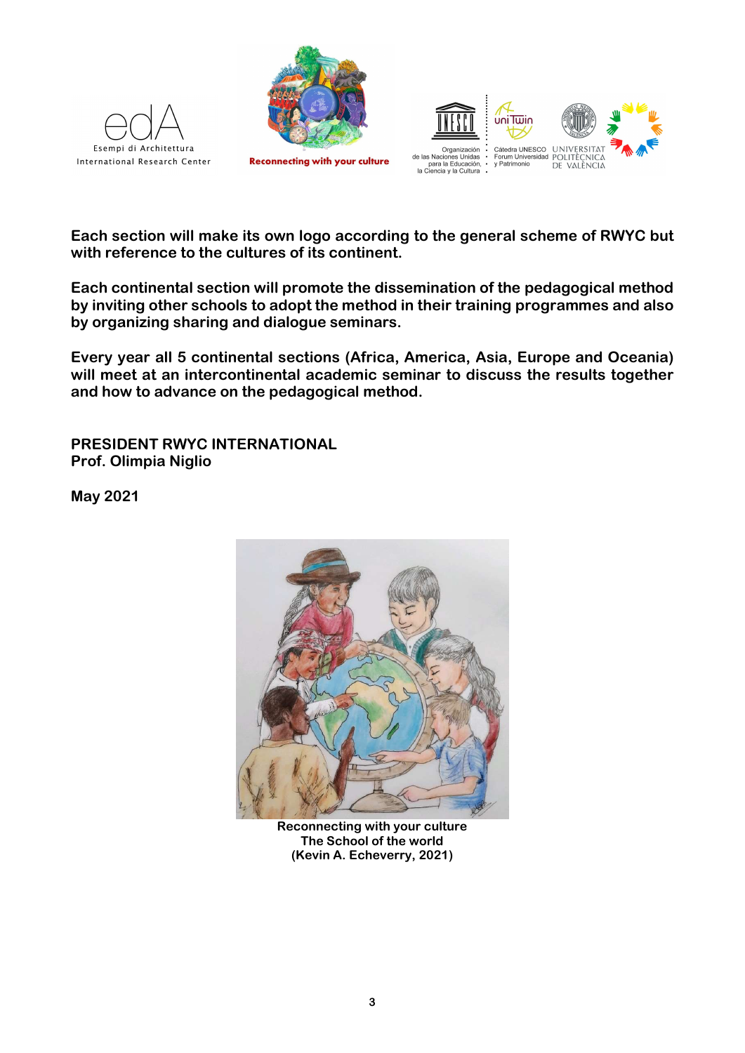**Each section will make its own logo according to the general scheme of RWYC but with reference to the cultures of its continent.**

**Each continental section will promote the dissemination of the pedagogical method by inviting other schools to adopt the method in their training programmes and also by organizing sharing and dialogue seminars.**

**Every year all 5 continental sections (Africa, America, Asia, Europe and Oceania) will meet at an intercontinental academic seminar to discuss the results together and how to advance on the pedagogical method.**

**PRESIDENT RWYC INTERNATIONAL**
**Prof. Olimpia Niglio**

**May 2021**

**Reconnecting with your culture**
**The School of the world**
**(Kevin A. Echeverry, 2021)**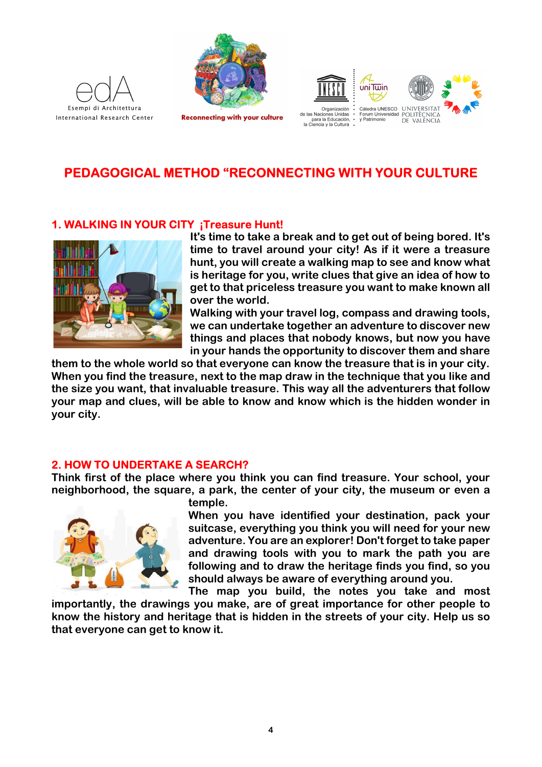# PEDAGOGICAL METHOD "RECONNECTING WITH YOUR CULTURE

## 1. WALKING IN YOUR CITY ¡Treasure Hunt!

**It's time to take a break and to get out of being bored. It's time to travel around your city! As if it were a treasure hunt, you will create a walking map to see and know what is heritage for you, write clues that give an idea of how to get to that priceless treasure you want to make known all over the world.**

**Walking with your travel log, compass and drawing tools, we can undertake together an adventure to discover new things and places that nobody knows, but now you have in your hands the opportunity to discover them and share them to the whole world so that everyone can know the treasure that is in your city. When you find the treasure, next to the map draw in the technique that you like and the size you want, that invaluable treasure. This way all the adventurers that follow your map and clues, will be able to know and know which is the hidden wonder in your city.**

## 2. HOW TO UNDERTAKE A SEARCH?

**Think first of the place where you think you can find treasure. Your school, your neighborhood, the square, a park, the center of your city, the museum or even a temple.**

**When you have identified your destination, pack your suitcase, everything you think you will need for your new adventure. You are an explorer! Don't forget to take paper and drawing tools with you to mark the path you are following and to draw the heritage finds you find, so you should always be aware of everything around you.**

**The map you build, the notes you take and most importantly, the drawings you make, are of great importance for other people to know the history and heritage that is hidden in the streets of your city. Help us so that everyone can get to know it.**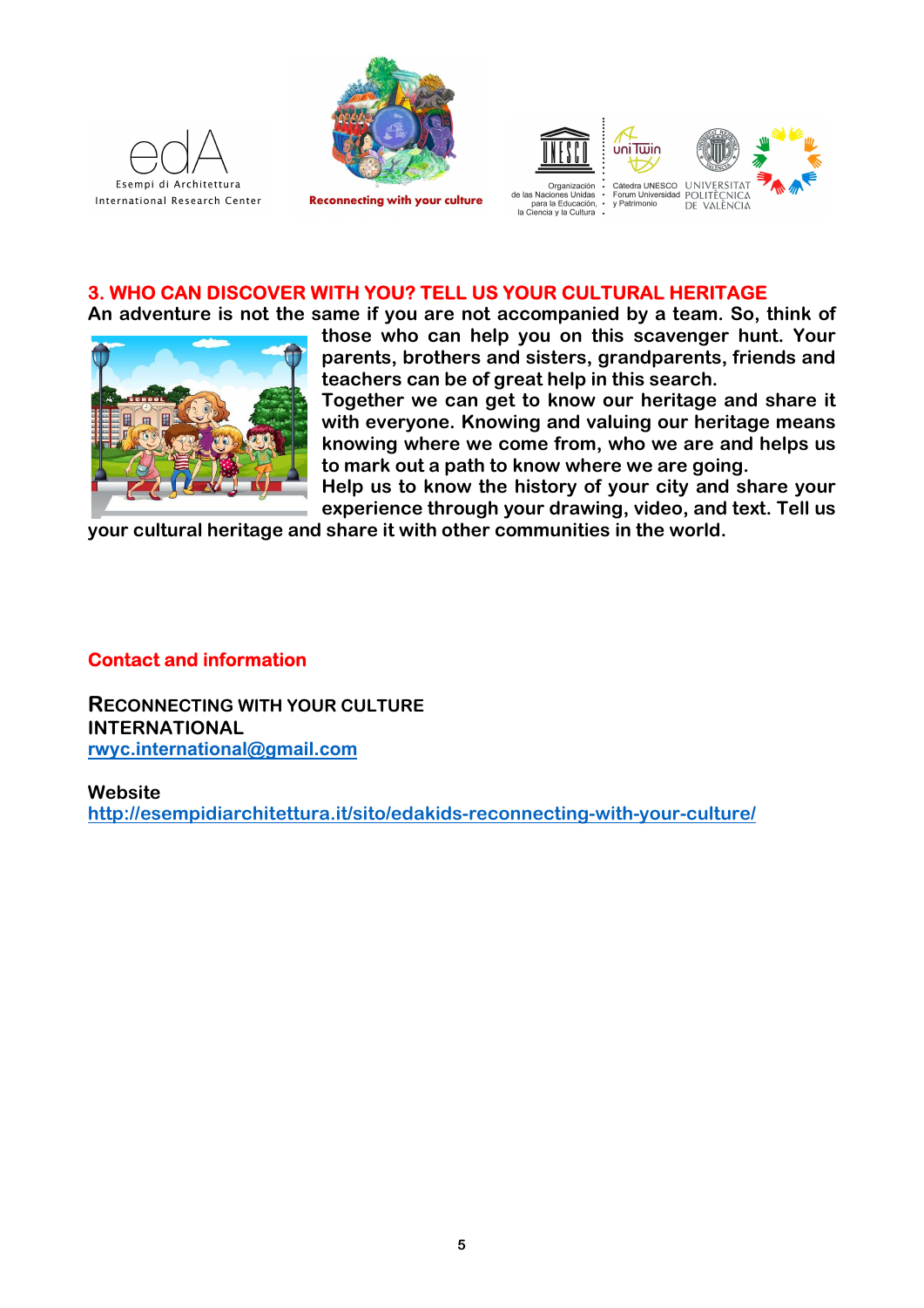## 3. WHO CAN DISCOVER WITH YOU? TELL US YOUR CULTURAL HERITAGE

**An adventure is not the same if you are not accompanied by a team. So, think of those who can help you on this scavenger hunt. Your parents, brothers and sisters, grandparents, friends and teachers can be of great help in this search.**

**Together we can get to know our heritage and share it with everyone. Knowing and valuing our heritage means knowing where we come from, who we are and helps us to mark out a path to know where we are going.**

**Help us to know the history of your city and share your experience through your drawing, video, and text. Tell us your cultural heritage and share it with other communities in the world.**

## Contact and information

**RECONNECTING WITH YOUR CULTURE INTERNATIONAL**
**rwyc.international@gmail.com**

**Website**
**http://esempidiarchitettura.it/sito/edakids-reconnecting-with-your-culture/**